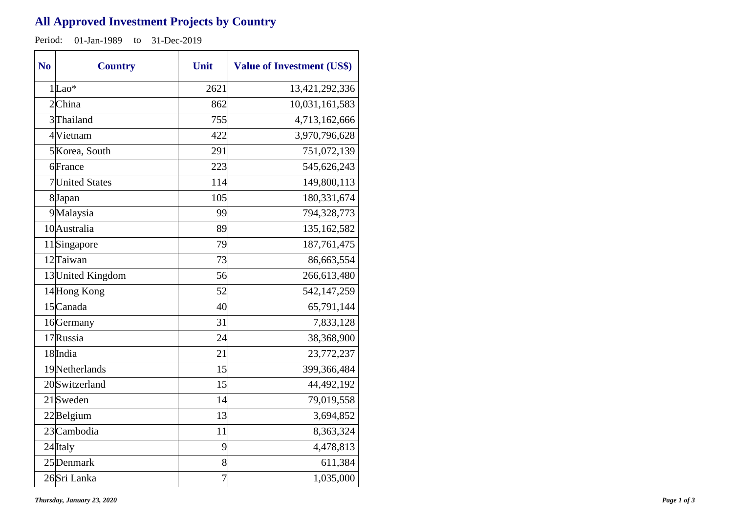# All Approved Investment Projects by Country

Period: 01-Jan-1989 to 31-Dec-2019

| No | Country | Unit | Value of Investment (US$) |
|---|---|---|---|
| 1 | Lao* | 2621 | 13,421,292,336 |
| 2 | China | 862 | 10,031,161,583 |
| 3 | Thailand | 755 | 4,713,162,666 |
| 4 | Vietnam | 422 | 3,970,796,628 |
| 5 | Korea, South | 291 | 751,072,139 |
| 6 | France | 223 | 545,626,243 |
| 7 | United States | 114 | 149,800,113 |
| 8 | Japan | 105 | 180,331,674 |
| 9 | Malaysia | 99 | 794,328,773 |
| 10 | Australia | 89 | 135,162,582 |
| 11 | Singapore | 79 | 187,761,475 |
| 12 | Taiwan | 73 | 86,663,554 |
| 13 | United Kingdom | 56 | 266,613,480 |
| 14 | Hong Kong | 52 | 542,147,259 |
| 15 | Canada | 40 | 65,791,144 |
| 16 | Germany | 31 | 7,833,128 |
| 17 | Russia | 24 | 38,368,900 |
| 18 | India | 21 | 23,772,237 |
| 19 | Netherlands | 15 | 399,366,484 |
| 20 | Switzerland | 15 | 44,492,192 |
| 21 | Sweden | 14 | 79,019,558 |
| 22 | Belgium | 13 | 3,694,852 |
| 23 | Cambodia | 11 | 8,363,324 |
| 24 | Italy | 9 | 4,478,813 |
| 25 | Denmark | 8 | 611,384 |
| 26 | Sri Lanka | 7 | 1,035,000 |

*Thursday, January 23, 2020*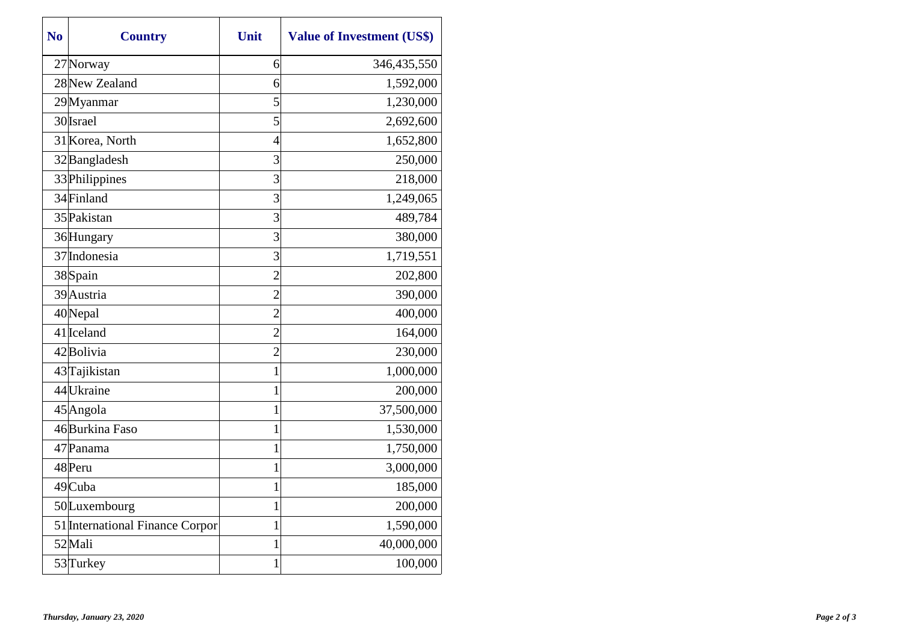| No | Country | Unit | Value of Investment (US$) |
|---|---|---|---|
| 27 | Norway | 6 | 346,435,550 |
| 28 | New Zealand | 6 | 1,592,000 |
| 29 | Myanmar | 5 | 1,230,000 |
| 30 | Israel | 5 | 2,692,600 |
| 31 | Korea, North | 4 | 1,652,800 |
| 32 | Bangladesh | 3 | 250,000 |
| 33 | Philippines | 3 | 218,000 |
| 34 | Finland | 3 | 1,249,065 |
| 35 | Pakistan | 3 | 489,784 |
| 36 | Hungary | 3 | 380,000 |
| 37 | Indonesia | 3 | 1,719,551 |
| 38 | Spain | 2 | 202,800 |
| 39 | Austria | 2 | 390,000 |
| 40 | Nepal | 2 | 400,000 |
| 41 | Iceland | 2 | 164,000 |
| 42 | Bolivia | 2 | 230,000 |
| 43 | Tajikistan | 1 | 1,000,000 |
| 44 | Ukraine | 1 | 200,000 |
| 45 | Angola | 1 | 37,500,000 |
| 46 | Burkina Faso | 1 | 1,530,000 |
| 47 | Panama | 1 | 1,750,000 |
| 48 | Peru | 1 | 3,000,000 |
| 49 | Cuba | 1 | 185,000 |
| 50 | Luxembourg | 1 | 200,000 |
| 51 | International Finance Corpor | 1 | 1,590,000 |
| 52 | Mali | 1 | 40,000,000 |
| 53 | Turkey | 1 | 100,000 |

*Thursday, January 23, 2020*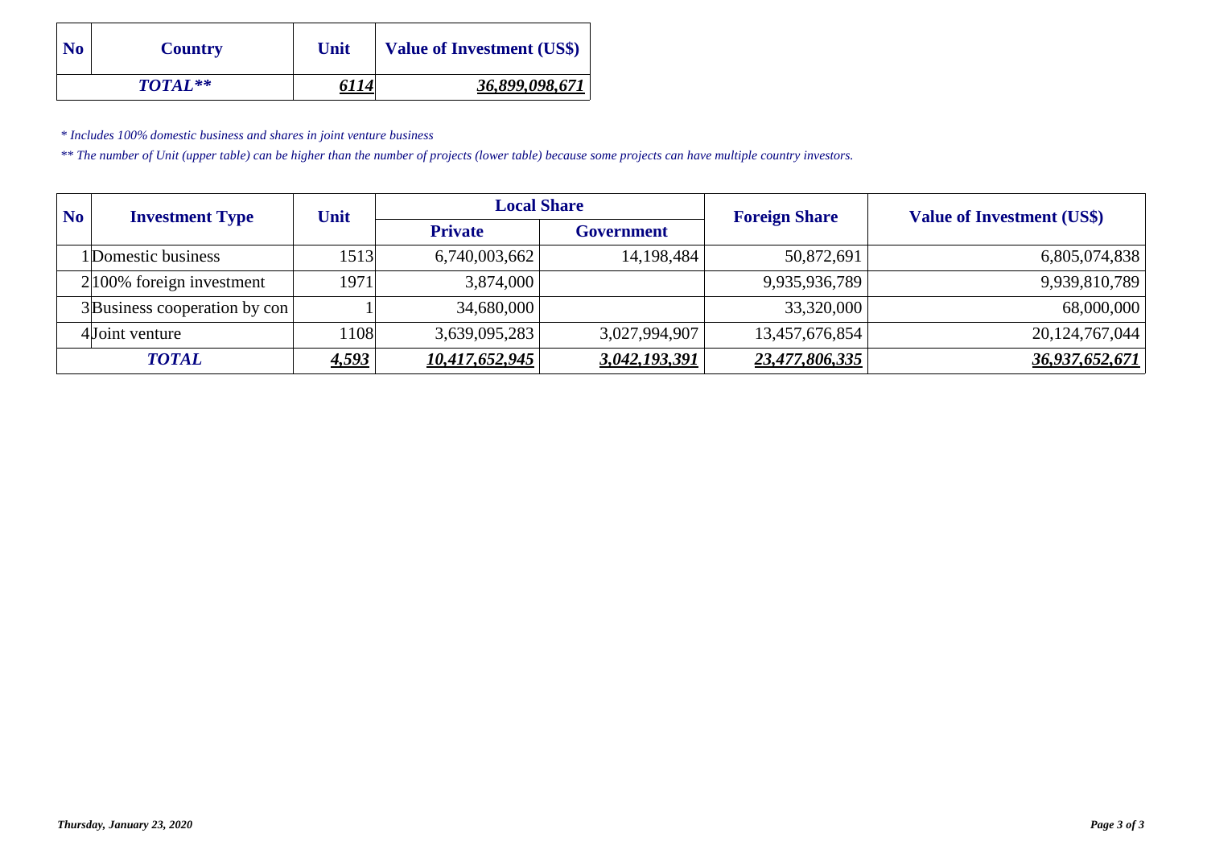| No | Country | Unit | Value of Investment (US$) |
|---|---|---|---|
| ***TOTAL*** | | ***6114*** | ***36,899,098,671*** |

*\* Includes 100% domestic business and shares in joint venture business*

*\*\* The number of Unit (upper table) can be higher than the number of projects (lower table) because some projects can have multiple country investors.*

| No | Investment Type | Unit | Local Share | | Foreign Share | Value of Investment (US$) |
|---|---|---|---|---|---|---|
| | | | Private | Government | | |
| 1 | Domestic business | 1513 | 6,740,003,662 | 14,198,484 | 50,872,691 | 6,805,074,838 |
| 2 | 100% foreign investment | 1971 | 3,874,000 | | 9,935,936,789 | 9,939,810,789 |
| 3 | Business cooperation by con | 1 | 34,680,000 | | 33,320,000 | 68,000,000 |
| 4 | Joint venture | 1108 | 3,639,095,283 | 3,027,994,907 | 13,457,676,854 | 20,124,767,044 |
| ***TOTAL*** | | ***4,593*** | ***10,417,652,945*** | ***3,042,193,391*** | ***23,477,806,335*** | ***36,937,652,671*** |

*Thursday, January 23, 2020*